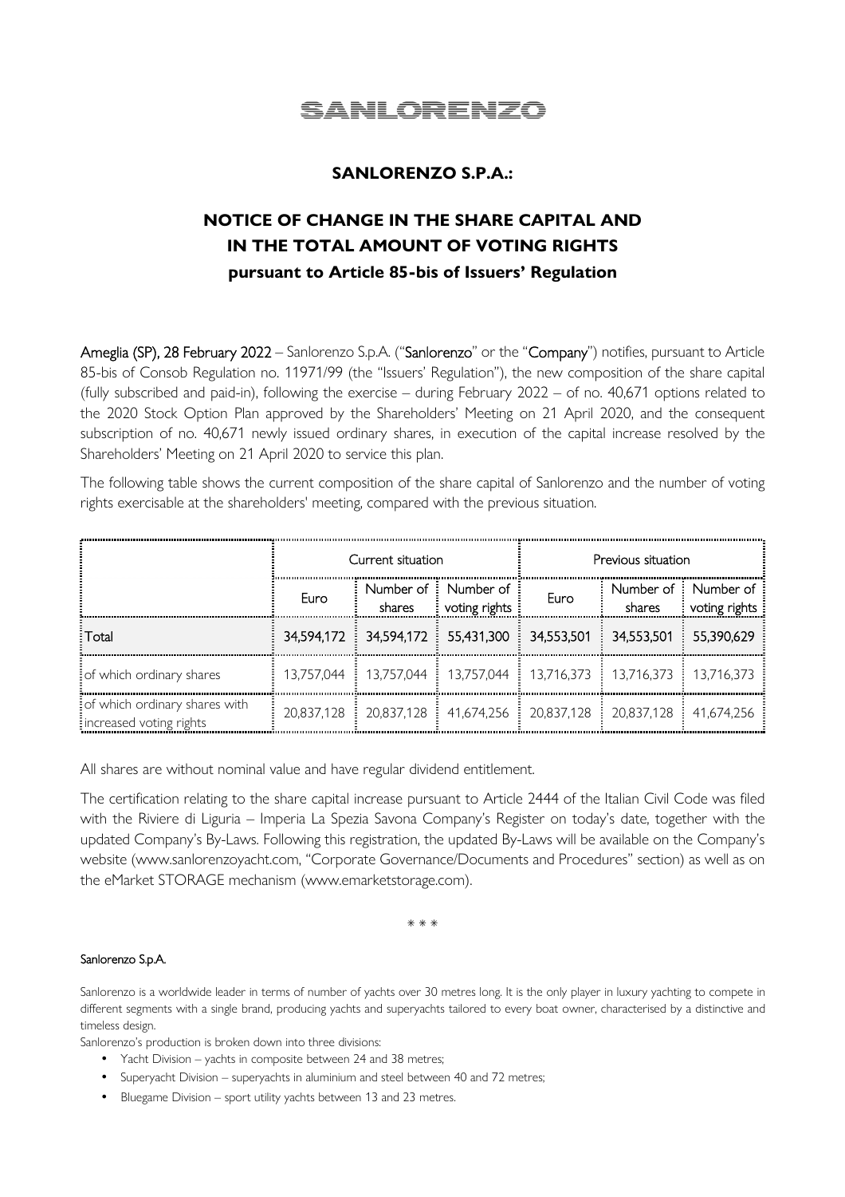# SANLORENZO

## SANLORENZO S.P.A.:

## NOTICE OF CHANGE IN THE SHARE CAPITAL AND IN THE TOTAL AMOUNT OF VOTING RIGHTS

### pursuant to Article 85-bis of Issuers' Regulation

**Ameglia (SP), 28 February 2022** – Sanlorenzo S.p.A. ("**Sanlorenzo**" or the "**Company**") notifies, pursuant to Article 85-bis of Consob Regulation no. 11971/99 (the "Issuers' Regulation"), the new composition of the share capital (fully subscribed and paid-in), following the exercise – during February 2022 – of no. 40,671 options related to the 2020 Stock Option Plan approved by the Shareholders' Meeting on 21 April 2020, and the consequent subscription of no. 40,671 newly issued ordinary shares, in execution of the capital increase resolved by the Shareholders' Meeting on 21 April 2020 to service this plan.

The following table shows the current composition of the share capital of Sanlorenzo and the number of voting rights exercisable at the shareholders' meeting, compared with the previous situation.

| | Current situation | | | Previous situation | | |
|---|---|---|---|---|---|---|
| | Euro | Number of shares | Number of voting rights | Euro | Number of shares | Number of voting rights |
| Total | 34,594,172 | 34,594,172 | 55,431,300 | 34,553,501 | 34,553,501 | 55,390,629 |
| of which ordinary shares | 13,757,044 | 13,757,044 | 13,757,044 | 13,716,373 | 13,716,373 | 13,716,373 |
| of which ordinary shares with increased voting rights | 20,837,128 | 20,837,128 | 41,674,256 | 20,837,128 | 20,837,128 | 41,674,256 |

All shares are without nominal value and have regular dividend entitlement.

The certification relating to the share capital increase pursuant to Article 2444 of the Italian Civil Code was filed with the Riviere di Liguria – Imperia La Spezia Savona Company's Register on today's date, together with the updated Company's By-Laws. Following this registration, the updated By-Laws will be available on the Company's website (www.sanlorenzoyacht.com, "Corporate Governance/Documents and Procedures" section) as well as on the eMarket STORAGE mechanism (www.emarketstorage.com).

\* \* \*

**Sanlorenzo S.p.A.**

Sanlorenzo is a worldwide leader in terms of number of yachts over 30 metres long. It is the only player in luxury yachting to compete in different segments with a single brand, producing yachts and superyachts tailored to every boat owner, characterised by a distinctive and timeless design.

Sanlorenzo's production is broken down into three divisions:

- Yacht Division – yachts in composite between 24 and 38 metres;
- Superyacht Division – superyachts in aluminium and steel between 40 and 72 metres;
- Bluegame Division – sport utility yachts between 13 and 23 metres.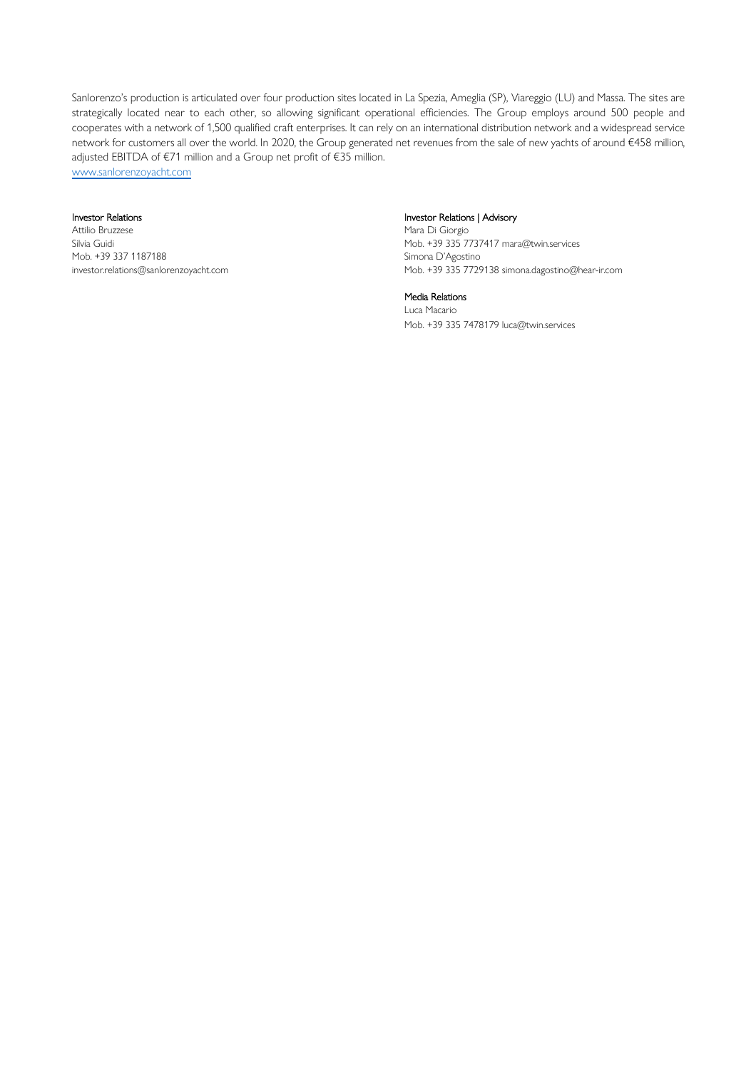Sanlorenzo's production is articulated over four production sites located in La Spezia, Ameglia (SP), Viareggio (LU) and Massa. The sites are strategically located near to each other, so allowing significant operational efficiencies. The Group employs around 500 people and cooperates with a network of 1,500 qualified craft enterprises. It can rely on an international distribution network and a widespread service network for customers all over the world. In 2020, the Group generated net revenues from the sale of new yachts of around €458 million, adjusted EBITDA of €71 million and a Group net profit of €35 million.

[www.sanlorenzoyacht.com](http://www.sanlorenzoyacht.com)

**Investor Relations**
Attilio Bruzzese
Silvia Guidi
Mob. +39 337 1187188
investor.relations@sanlorenzoyacht.com

**Investor Relations | Advisory**
Mara Di Giorgio
Mob. +39 335 7737417 mara@twin.services
Simona D'Agostino
Mob. +39 335 7729138 simona.dagostino@hear-ir.com

**Media Relations**
Luca Macario
Mob. +39 335 7478179 luca@twin.services